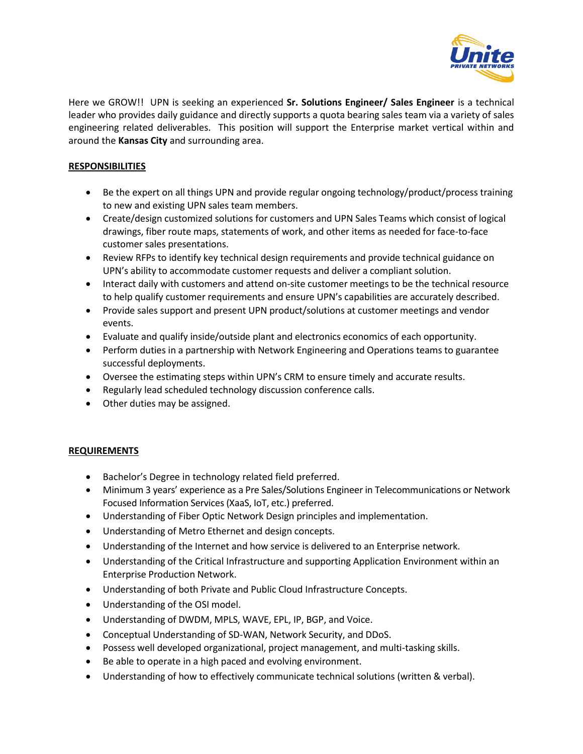Here we GROW!! UPN is seeking an experienced **Sr. Solutions Engineer/ Sales Engineer** is a technical leader who provides daily guidance and directly supports a quota bearing sales team via a variety of sales engineering related deliverables. This position will support the Enterprise market vertical within and around the **Kansas City** and surrounding area.

## RESPONSIBILITIES

- Be the expert on all things UPN and provide regular ongoing technology/product/process training to new and existing UPN sales team members.
- Create/design customized solutions for customers and UPN Sales Teams which consist of logical drawings, fiber route maps, statements of work, and other items as needed for face-to-face customer sales presentations.
- Review RFPs to identify key technical design requirements and provide technical guidance on UPN's ability to accommodate customer requests and deliver a compliant solution.
- Interact daily with customers and attend on-site customer meetings to be the technical resource to help qualify customer requirements and ensure UPN's capabilities are accurately described.
- Provide sales support and present UPN product/solutions at customer meetings and vendor events.
- Evaluate and qualify inside/outside plant and electronics economics of each opportunity.
- Perform duties in a partnership with Network Engineering and Operations teams to guarantee successful deployments.
- Oversee the estimating steps within UPN's CRM to ensure timely and accurate results.
- Regularly lead scheduled technology discussion conference calls.
- Other duties may be assigned.

## REQUIREMENTS

- Bachelor's Degree in technology related field preferred.
- Minimum 3 years' experience as a Pre Sales/Solutions Engineer in Telecommunications or Network Focused Information Services (XaaS, IoT, etc.) preferred.
- Understanding of Fiber Optic Network Design principles and implementation.
- Understanding of Metro Ethernet and design concepts.
- Understanding of the Internet and how service is delivered to an Enterprise network.
- Understanding of the Critical Infrastructure and supporting Application Environment within an Enterprise Production Network.
- Understanding of both Private and Public Cloud Infrastructure Concepts.
- Understanding of the OSI model.
- Understanding of DWDM, MPLS, WAVE, EPL, IP, BGP, and Voice.
- Conceptual Understanding of SD-WAN, Network Security, and DDoS.
- Possess well developed organizational, project management, and multi-tasking skills.
- Be able to operate in a high paced and evolving environment.
- Understanding of how to effectively communicate technical solutions (written & verbal).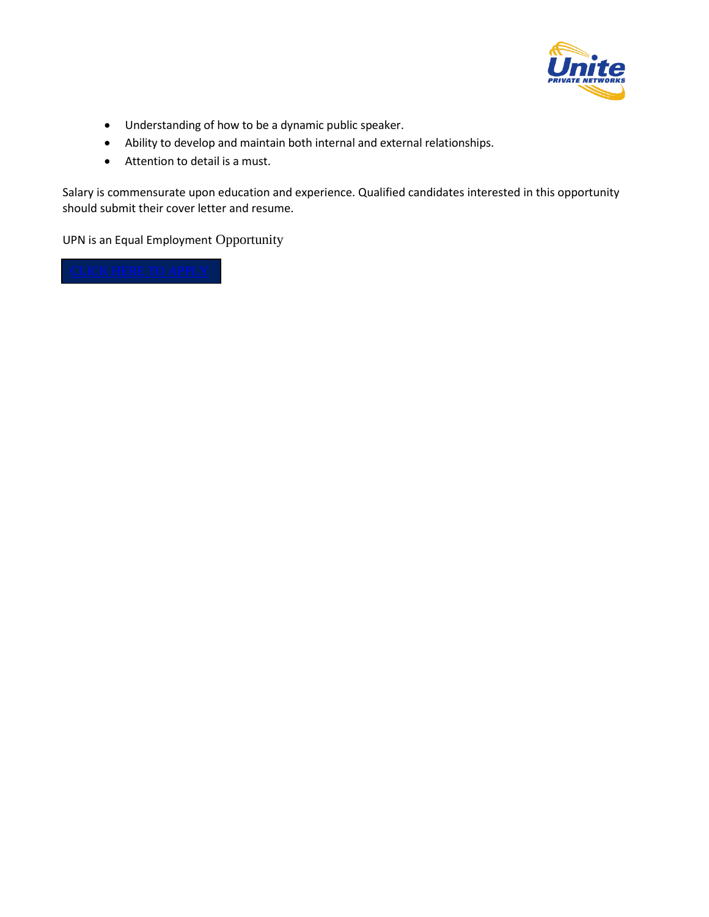- Understanding of how to be a dynamic public speaker.
- Ability to develop and maintain both internal and external relationships.
- Attention to detail is a must.

Salary is commensurate upon education and experience. Qualified candidates interested in this opportunity should submit their cover letter and resume.

UPN is an Equal Employment Opportunity

CLICK HERE TO APPLY